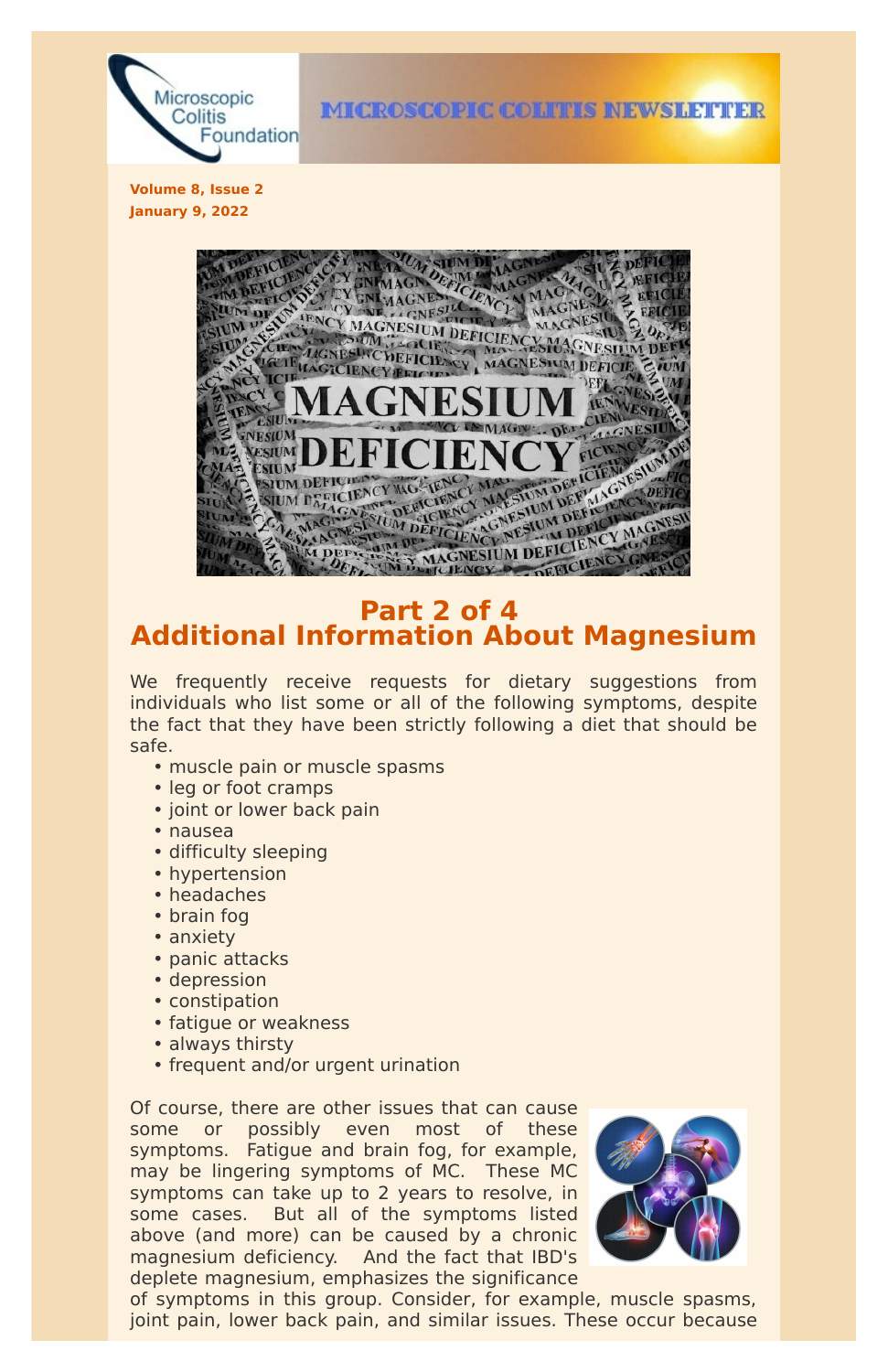Volume 8, Issue 2
January 9, 2022

# Part 2 of 4
# Additional Information About Magnesium

We frequently receive requests for dietary suggestions from individuals who list some or all of the following symptoms, despite the fact that they have been strictly following a diet that should be safe.

- muscle pain or muscle spasms
- leg or foot cramps
- joint or lower back pain
- nausea
- difficulty sleeping
- hypertension
- headaches
- brain fog
- anxiety
- panic attacks
- depression
- constipation
- fatigue or weakness
- always thirsty
- frequent and/or urgent urination

Of course, there are other issues that can cause some or possibly even most of these symptoms. Fatigue and brain fog, for example, may be lingering symptoms of MC. These MC symptoms can take up to 2 years to resolve, in some cases. But all of the symptoms listed above (and more) can be caused by a chronic magnesium deficiency. And the fact that IBD's deplete magnesium, emphasizes the significance of symptoms in this group. Consider, for example, muscle spasms, joint pain, lower back pain, and similar issues. These occur because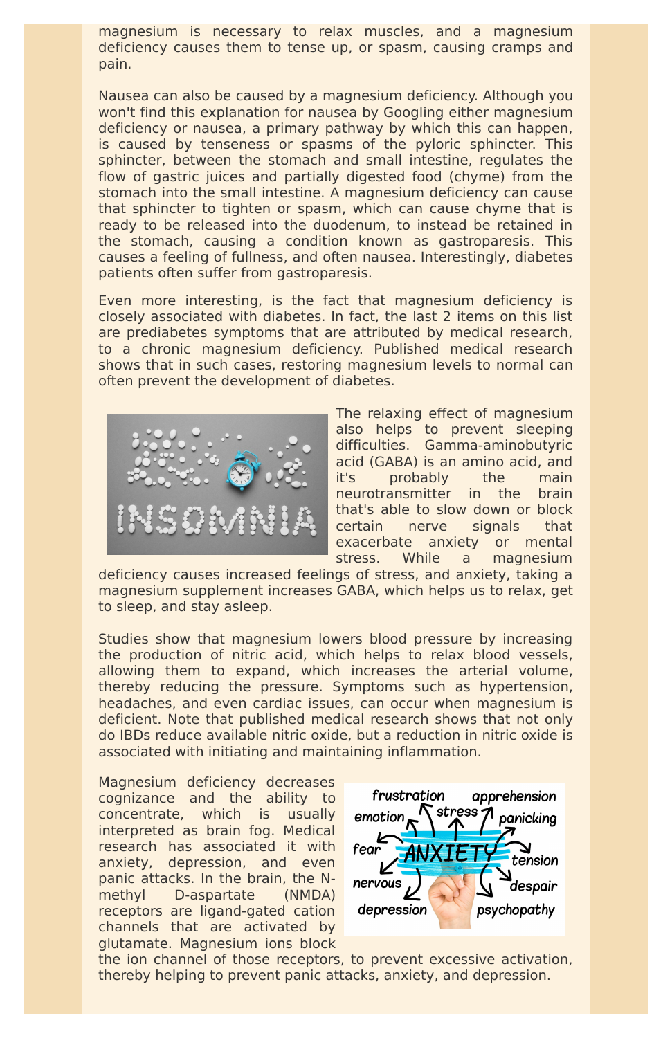magnesium is necessary to relax muscles, and a magnesium deficiency causes them to tense up, or spasm, causing cramps and pain.

Nausea can also be caused by a magnesium deficiency. Although you won't find this explanation for nausea by Googling either magnesium deficiency or nausea, a primary pathway by which this can happen, is caused by tenseness or spasms of the pyloric sphincter. This sphincter, between the stomach and small intestine, regulates the flow of gastric juices and partially digested food (chyme) from the stomach into the small intestine. A magnesium deficiency can cause that sphincter to tighten or spasm, which can cause chyme that is ready to be released into the duodenum, to instead be retained in the stomach, causing a condition known as gastroparesis. This causes a feeling of fullness, and often nausea. Interestingly, diabetes patients often suffer from gastroparesis.

Even more interesting, is the fact that magnesium deficiency is closely associated with diabetes. In fact, the last 2 items on this list are prediabetes symptoms that are attributed by medical research, to a chronic magnesium deficiency. Published medical research shows that in such cases, restoring magnesium levels to normal can often prevent the development of diabetes.

The relaxing effect of magnesium also helps to prevent sleeping difficulties. Gamma-aminobutyric acid (GABA) is an amino acid, and it's probably the main neurotransmitter in the brain that's able to slow down or block certain nerve signals that exacerbate anxiety or mental stress. While a magnesium deficiency causes increased feelings of stress, and anxiety, taking a magnesium supplement increases GABA, which helps us to relax, get to sleep, and stay asleep.

Studies show that magnesium lowers blood pressure by increasing the production of nitric acid, which helps to relax blood vessels, allowing them to expand, which increases the arterial volume, thereby reducing the pressure. Symptoms such as hypertension, headaches, and even cardiac issues, can occur when magnesium is deficient. Note that published medical research shows that not only do IBDs reduce available nitric oxide, but a reduction in nitric oxide is associated with initiating and maintaining inflammation.

Magnesium deficiency decreases cognizance and the ability to concentrate, which is usually interpreted as brain fog. Medical research has associated it with anxiety, depression, and even panic attacks. In the brain, the N-methyl D-aspartate (NMDA) receptors are ligand-gated cation channels that are activated by glutamate. Magnesium ions block the ion channel of those receptors, to prevent excessive activation, thereby helping to prevent panic attacks, anxiety, and depression.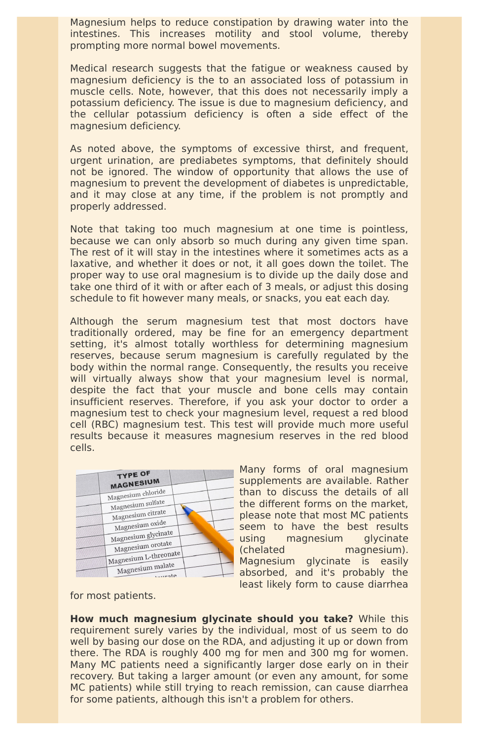Magnesium helps to reduce constipation by drawing water into the intestines. This increases motility and stool volume, thereby prompting more normal bowel movements.

Medical research suggests that the fatigue or weakness caused by magnesium deficiency is the to an associated loss of potassium in muscle cells. Note, however, that this does not necessarily imply a potassium deficiency. The issue is due to magnesium deficiency, and the cellular potassium deficiency is often a side effect of the magnesium deficiency.

As noted above, the symptoms of excessive thirst, and frequent, urgent urination, are prediabetes symptoms, that definitely should not be ignored. The window of opportunity that allows the use of magnesium to prevent the development of diabetes is unpredictable, and it may close at any time, if the problem is not promptly and properly addressed.

Note that taking too much magnesium at one time is pointless, because we can only absorb so much during any given time span. The rest of it will stay in the intestines where it sometimes acts as a laxative, and whether it does or not, it all goes down the toilet. The proper way to use oral magnesium is to divide up the daily dose and take one third of it with or after each of 3 meals, or adjust this dosing schedule to fit however many meals, or snacks, you eat each day.

Although the serum magnesium test that most doctors have traditionally ordered, may be fine for an emergency department setting, it's almost totally worthless for determining magnesium reserves, because serum magnesium is carefully regulated by the body within the normal range. Consequently, the results you receive will virtually always show that your magnesium level is normal, despite the fact that your muscle and bone cells may contain insufficient reserves. Therefore, if you ask your doctor to order a magnesium test to check your magnesium level, request a red blood cell (RBC) magnesium test. This test will provide much more useful results because it measures magnesium reserves in the red blood cells.

Many forms of oral magnesium supplements are available. Rather than to discuss the details of all the different forms on the market, please note that most MC patients seem to have the best results using magnesium glycinate (chelated magnesium). Magnesium glycinate is easily absorbed, and it's probably the least likely form to cause diarrhea for most patients.

**How much magnesium glycinate should you take?** While this requirement surely varies by the individual, most of us seem to do well by basing our dose on the RDA, and adjusting it up or down from there. The RDA is roughly 400 mg for men and 300 mg for women. Many MC patients need a significantly larger dose early on in their recovery. But taking a larger amount (or even any amount, for some MC patients) while still trying to reach remission, can cause diarrhea for some patients, although this isn't a problem for others.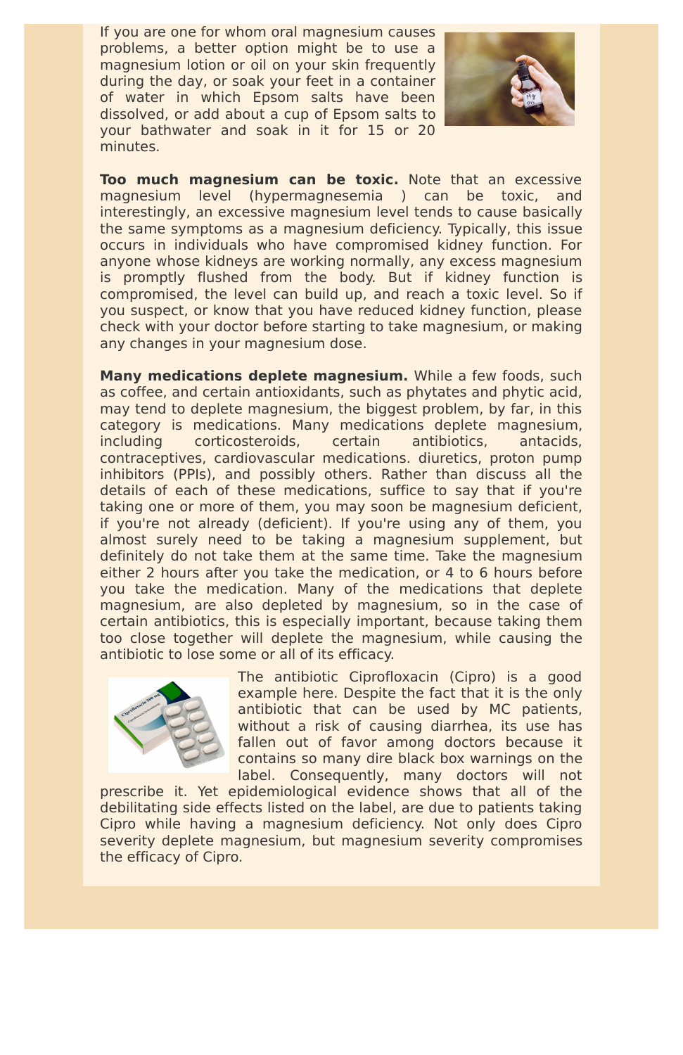If you are one for whom oral magnesium causes problems, a better option might be to use a magnesium lotion or oil on your skin frequently during the day, or soak your feet in a container of water in which Epsom salts have been dissolved, or add about a cup of Epsom salts to your bathwater and soak in it for 15 or 20 minutes.

**Too much magnesium can be toxic.** Note that an excessive magnesium level (hypermagnesemia ) can be toxic, and interestingly, an excessive magnesium level tends to cause basically the same symptoms as a magnesium deficiency. Typically, this issue occurs in individuals who have compromised kidney function. For anyone whose kidneys are working normally, any excess magnesium is promptly flushed from the body. But if kidney function is compromised, the level can build up, and reach a toxic level. So if you suspect, or know that you have reduced kidney function, please check with your doctor before starting to take magnesium, or making any changes in your magnesium dose.

**Many medications deplete magnesium.** While a few foods, such as coffee, and certain antioxidants, such as phytates and phytic acid, may tend to deplete magnesium, the biggest problem, by far, in this category is medications. Many medications deplete magnesium, including corticosteroids, certain antibiotics, antacids, contraceptives, cardiovascular medications. diuretics, proton pump inhibitors (PPIs), and possibly others. Rather than discuss all the details of each of these medications, suffice to say that if you're taking one or more of them, you may soon be magnesium deficient, if you're not already (deficient). If you're using any of them, you almost surely need to be taking a magnesium supplement, but definitely do not take them at the same time. Take the magnesium either 2 hours after you take the medication, or 4 to 6 hours before you take the medication. Many of the medications that deplete magnesium, are also depleted by magnesium, so in the case of certain antibiotics, this is especially important, because taking them too close together will deplete the magnesium, while causing the antibiotic to lose some or all of its efficacy.

The antibiotic Ciprofloxacin (Cipro) is a good example here. Despite the fact that it is the only antibiotic that can be used by MC patients, without a risk of causing diarrhea, its use has fallen out of favor among doctors because it contains so many dire black box warnings on the label. Consequently, many doctors will not prescribe it. Yet epidemiological evidence shows that all of the debilitating side effects listed on the label, are due to patients taking Cipro while having a magnesium deficiency. Not only does Cipro severity deplete magnesium, but magnesium severity compromises the efficacy of Cipro.